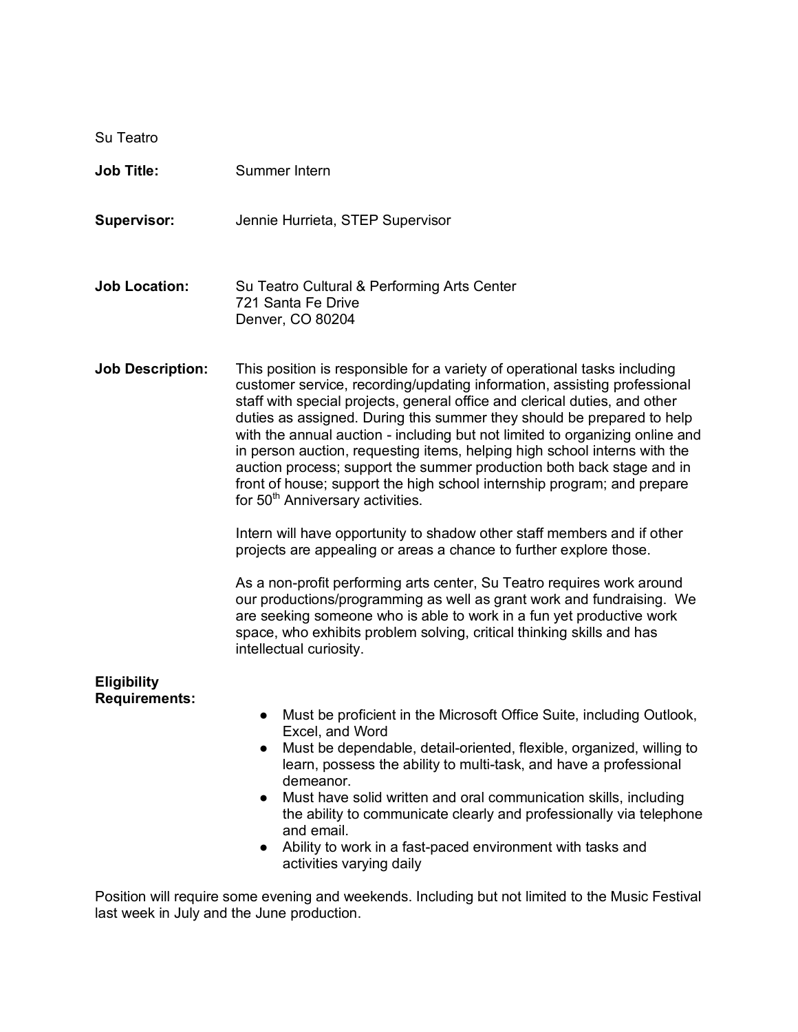Su Teatro

**Job Title:** Summer Intern

**Supervisor:** Jennie Hurrieta, STEP Supervisor

**Job Location:** Su Teatro Cultural & Performing Arts Center
721 Santa Fe Drive
Denver, CO 80204

**Job Description:** This position is responsible for a variety of operational tasks including customer service, recording/updating information, assisting professional staff with special projects, general office and clerical duties, and other duties as assigned. During this summer they should be prepared to help with the annual auction - including but not limited to organizing online and in person auction, requesting items, helping high school interns with the auction process; support the summer production both back stage and in front of house; support the high school internship program; and prepare for 50th Anniversary activities.

Intern will have opportunity to shadow other staff members and if other projects are appealing or areas a chance to further explore those.

As a non-profit performing arts center, Su Teatro requires work around our productions/programming as well as grant work and fundraising. We are seeking someone who is able to work in a fun yet productive work space, who exhibits problem solving, critical thinking skills and has intellectual curiosity.

**Eligibility Requirements:**

- Must be proficient in the Microsoft Office Suite, including Outlook, Excel, and Word
- Must be dependable, detail-oriented, flexible, organized, willing to learn, possess the ability to multi-task, and have a professional demeanor.
- Must have solid written and oral communication skills, including the ability to communicate clearly and professionally via telephone and email.
- Ability to work in a fast-paced environment with tasks and activities varying daily

Position will require some evening and weekends. Including but not limited to the Music Festival last week in July and the June production.